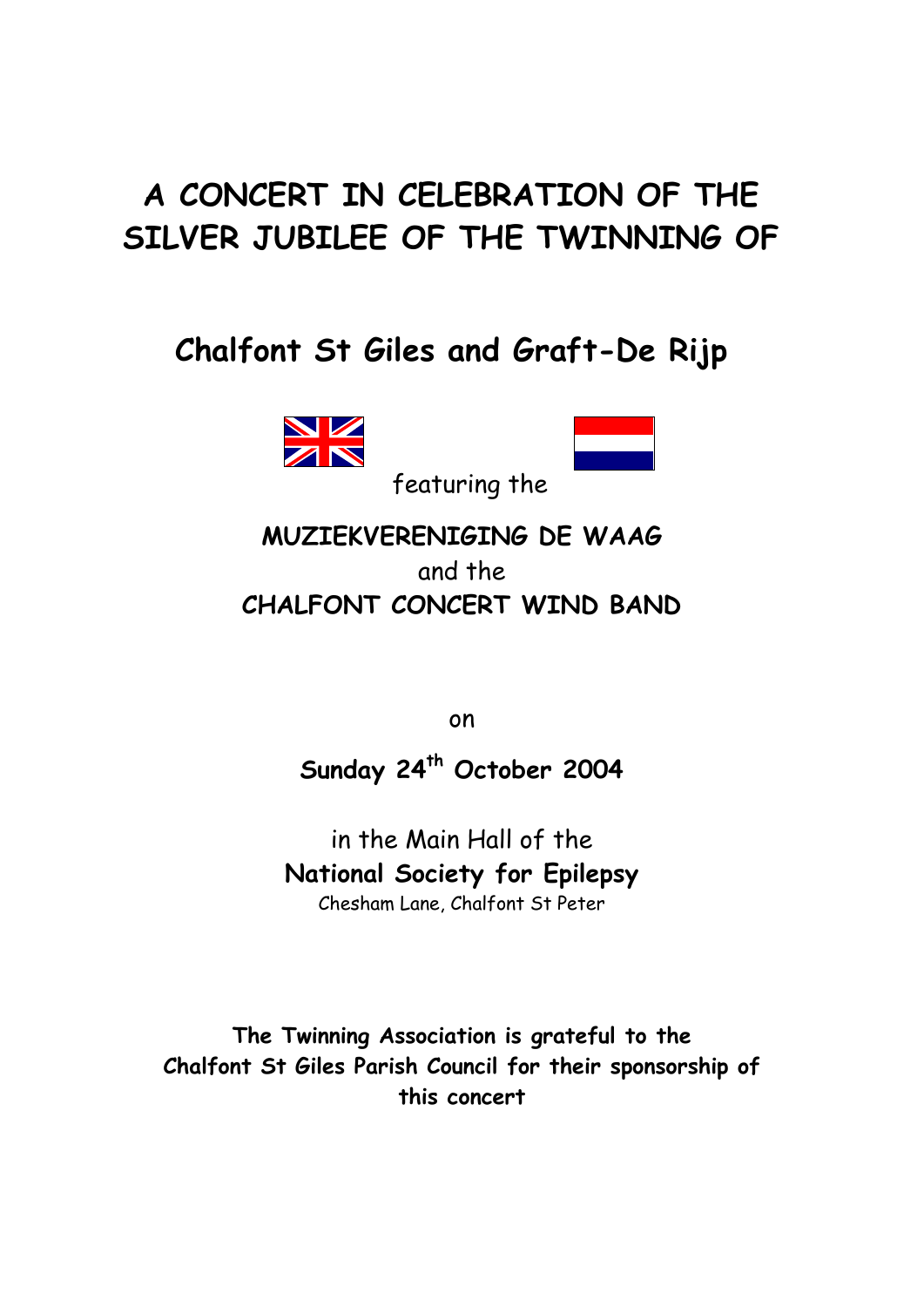# A CONCERT IN CELEBRATION OF THE SILVER JUBILEE OF THE TWINNING OF

## Chalfont St Giles and Graft-De Rijp

featuring the

**MUZIEKVERENIGING DE WAAG**

and the

**CHALFONT CONCERT WIND BAND**

on

**Sunday 24th October 2004**

in the Main Hall of the

**National Society for Epilepsy**

Chesham Lane, Chalfont St Peter

**The Twinning Association is grateful to the Chalfont St Giles Parish Council for their sponsorship of this concert**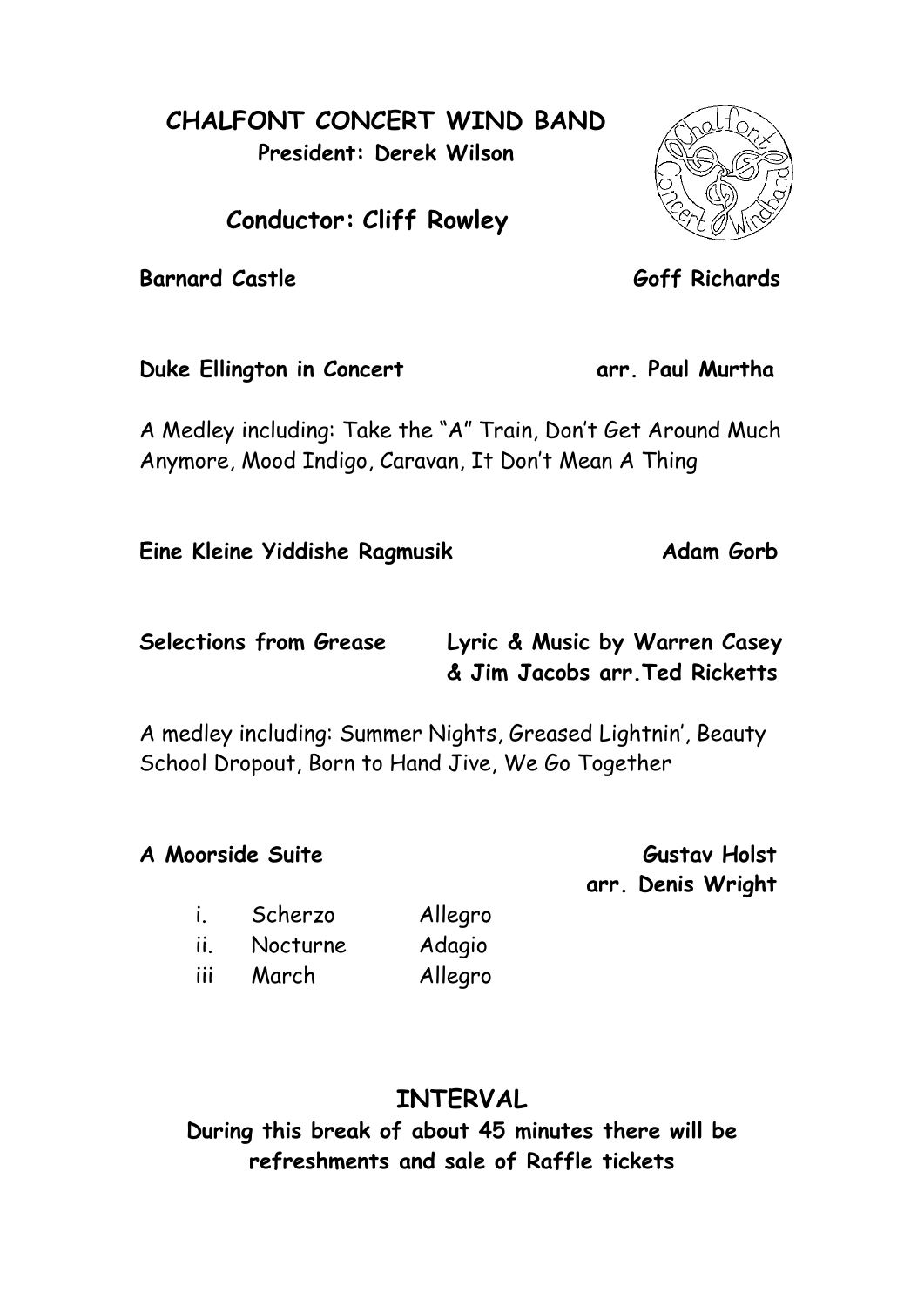# CHALFONT CONCERT WIND BAND

**President: Derek Wilson**

## Conductor: Cliff Rowley

**Barnard Castle** — **Goff Richards**

**Duke Ellington in Concert** — **arr. Paul Murtha**

A Medley including: Take the "A" Train, Don't Get Around Much Anymore, Mood Indigo, Caravan, It Don't Mean A Thing

**Eine Kleine Yiddishe Ragmusik** — **Adam Gorb**

**Selections from Grease** — **Lyric & Music by Warren Casey & Jim Jacobs arr.Ted Ricketts**

A medley including: Summer Nights, Greased Lightnin', Beauty School Dropout, Born to Hand Jive, We Go Together

**A Moorside Suite** — **Gustav Holst arr. Denis Wright**

| | | |
|---|---|---|
| i. | Scherzo | Allegro |
| ii. | Nocturne | Adagio |
| iii | March | Allegro |

## INTERVAL

**During this break of about 45 minutes there will be refreshments and sale of Raffle tickets**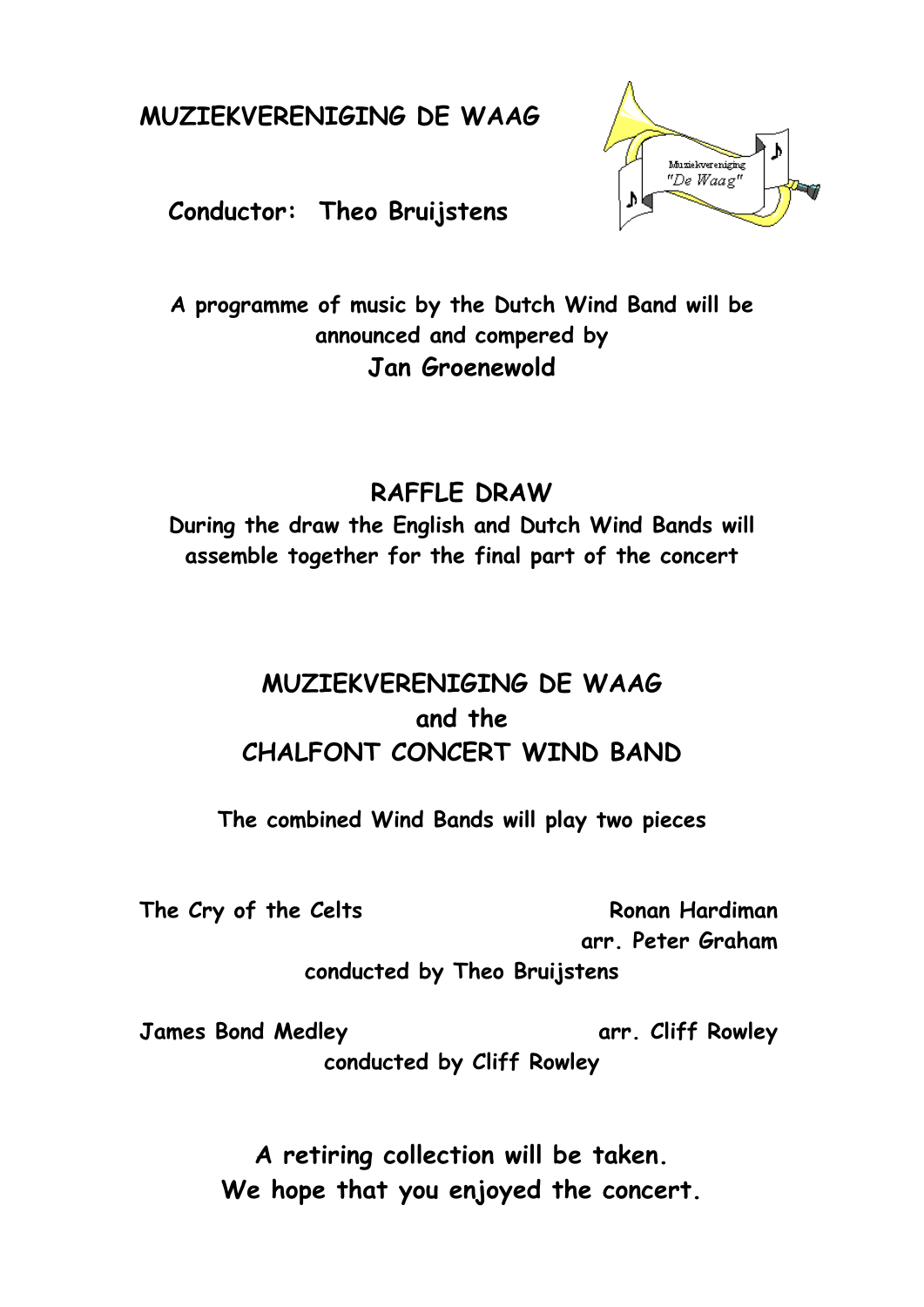# MUZIEKVERENIGING DE WAAG

**Conductor: Theo Bruijstens**

**A programme of music by the Dutch Wind Band will be announced and compered by**
**Jan Groenewold**

## RAFFLE DRAW

**During the draw the English and Dutch Wind Bands will assemble together for the final part of the concert**

## MUZIEKVERENIGING DE WAAG
## and the
## CHALFONT CONCERT WIND BAND

**The combined Wind Bands will play two pieces**

**The Cry of the Celts** — **Ronan Hardiman**
**arr. Peter Graham**
**conducted by Theo Bruijstens**

**James Bond Medley** — **arr. Cliff Rowley**
**conducted by Cliff Rowley**

**A retiring collection will be taken.**
**We hope that you enjoyed the concert.**